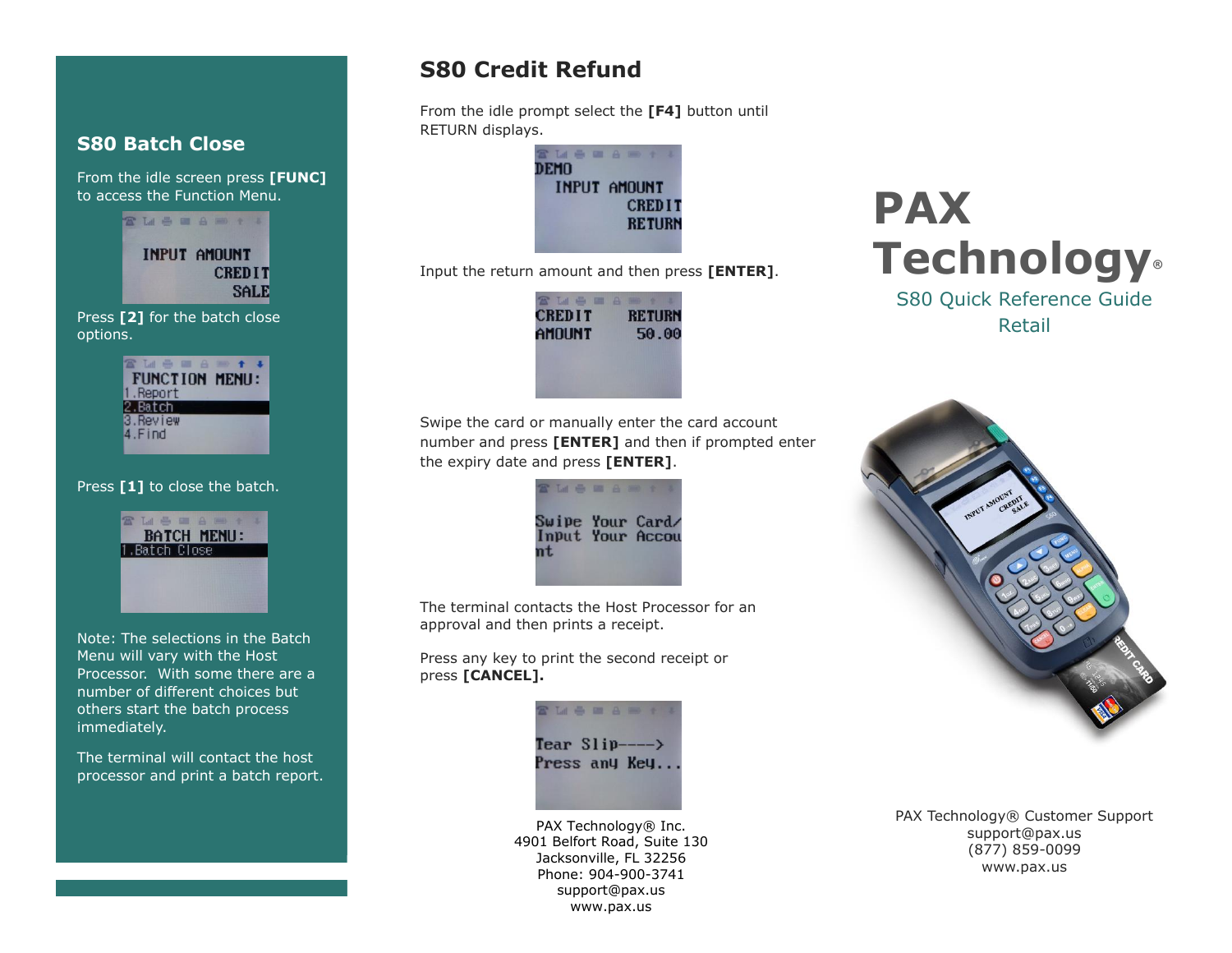## S80 Batch Close

From the idle screen press **[FUNC]** to access the Function Menu.

Press **[2]** for the batch close options.

Press **[1]** to close the batch.

Note: The selections in the Batch Menu will vary with the Host Processor. With some there are a number of different choices but others start the batch process immediately.

The terminal will contact the host processor and print a batch report.

## S80 Credit Refund

From the idle prompt select the **[F4]** button until RETURN displays.

Input the return amount and then press **[ENTER]**.

Swipe the card or manually enter the card account number and press **[ENTER]** and then if prompted enter the expiry date and press **[ENTER]**.

The terminal contacts the Host Processor for an approval and then prints a receipt.

Press any key to print the second receipt or press **[CANCEL].**

PAX Technology® Inc.
4901 Belfort Road, Suite 130
Jacksonville, FL 32256
Phone: 904-900-3741
support@pax.us
www.pax.us

# PAX Technology®

S80 Quick Reference Guide
Retail

PAX Technology® Customer Support
support@pax.us
(877) 859-0099
www.pax.us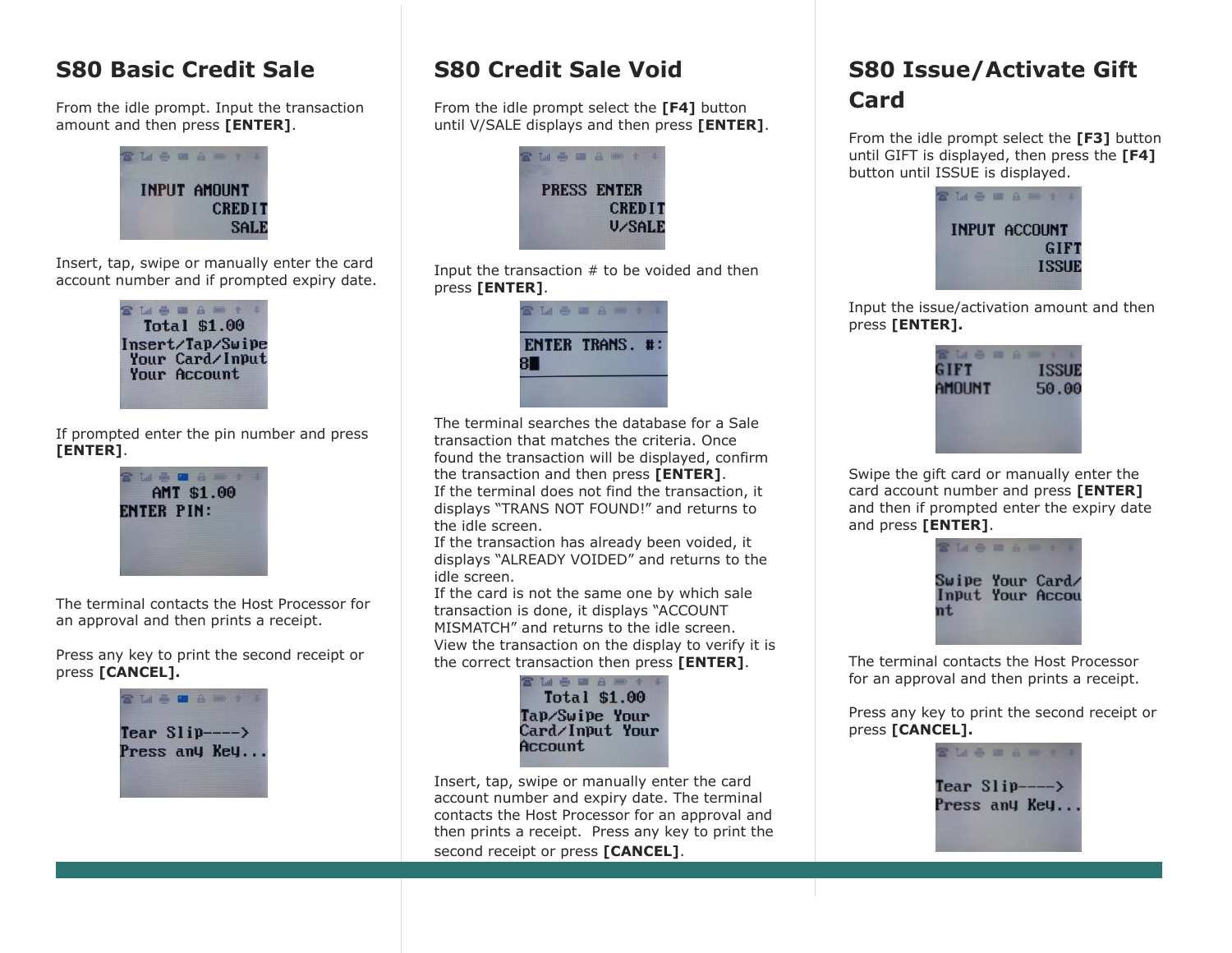## S80 Basic Credit Sale

From the idle prompt. Input the transaction amount and then press **[ENTER]**.

Insert, tap, swipe or manually enter the card account number and if prompted expiry date.

If prompted enter the pin number and press **[ENTER]**.

The terminal contacts the Host Processor for an approval and then prints a receipt.

Press any key to print the second receipt or press **[CANCEL].**

## S80 Credit Sale Void

From the idle prompt select the **[F4]** button until V/SALE displays and then press **[ENTER]**.

Input the transaction # to be voided and then press **[ENTER]**.

The terminal searches the database for a Sale transaction that matches the criteria. Once found the transaction will be displayed, confirm the transaction and then press **[ENTER]**.
If the terminal does not find the transaction, it displays "TRANS NOT FOUND!" and returns to the idle screen.
If the transaction has already been voided, it displays "ALREADY VOIDED" and returns to the idle screen.
If the card is not the same one by which sale transaction is done, it displays "ACCOUNT MISMATCH" and returns to the idle screen.
View the transaction on the display to verify it is the correct transaction then press **[ENTER]**.

Insert, tap, swipe or manually enter the card account number and expiry date. The terminal contacts the Host Processor for an approval and then prints a receipt. Press any key to print the second receipt or press **[CANCEL]**.

## S80 Issue/Activate Gift Card

From the idle prompt select the **[F3]** button until GIFT is displayed, then press the **[F4]** button until ISSUE is displayed.

Input the issue/activation amount and then press **[ENTER].**

Swipe the gift card or manually enter the card account number and press **[ENTER]** and then if prompted enter the expiry date and press **[ENTER]**.

The terminal contacts the Host Processor for an approval and then prints a receipt.

Press any key to print the second receipt or press **[CANCEL].**